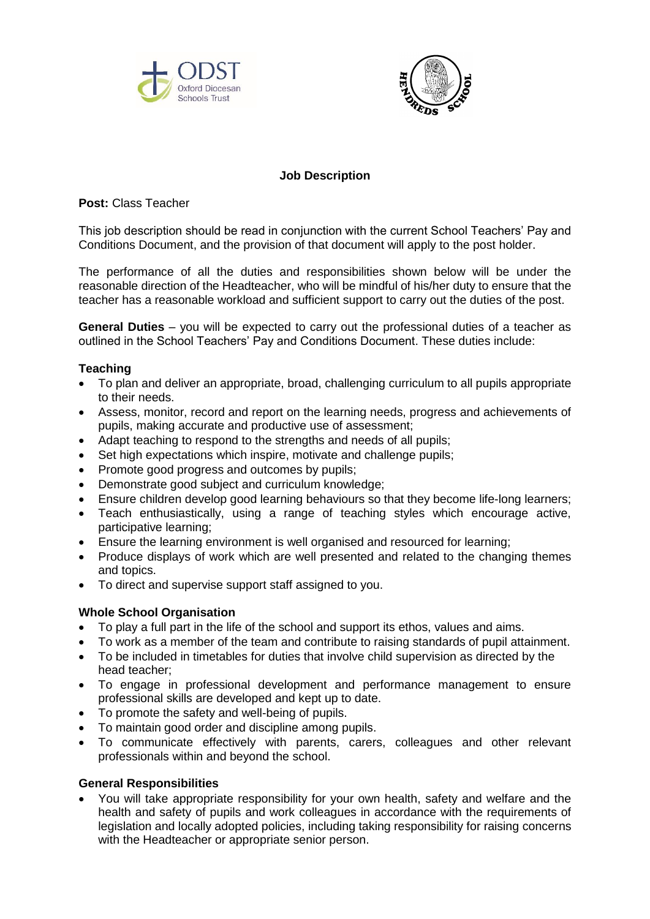# Job Description

**Post:** Class Teacher

This job description should be read in conjunction with the current School Teachers' Pay and Conditions Document, and the provision of that document will apply to the post holder.

The performance of all the duties and responsibilities shown below will be under the reasonable direction of the Headteacher, who will be mindful of his/her duty to ensure that the teacher has a reasonable workload and sufficient support to carry out the duties of the post.

**General Duties** – you will be expected to carry out the professional duties of a teacher as outlined in the School Teachers' Pay and Conditions Document. These duties include:

### Teaching

- To plan and deliver an appropriate, broad, challenging curriculum to all pupils appropriate to their needs.
- Assess, monitor, record and report on the learning needs, progress and achievements of pupils, making accurate and productive use of assessment;
- Adapt teaching to respond to the strengths and needs of all pupils;
- Set high expectations which inspire, motivate and challenge pupils;
- Promote good progress and outcomes by pupils;
- Demonstrate good subject and curriculum knowledge;
- Ensure children develop good learning behaviours so that they become life-long learners;
- Teach enthusiastically, using a range of teaching styles which encourage active, participative learning;
- Ensure the learning environment is well organised and resourced for learning;
- Produce displays of work which are well presented and related to the changing themes and topics.
- To direct and supervise support staff assigned to you.

### Whole School Organisation

- To play a full part in the life of the school and support its ethos, values and aims.
- To work as a member of the team and contribute to raising standards of pupil attainment.
- To be included in timetables for duties that involve child supervision as directed by the head teacher;
- To engage in professional development and performance management to ensure professional skills are developed and kept up to date.
- To promote the safety and well-being of pupils.
- To maintain good order and discipline among pupils.
- To communicate effectively with parents, carers, colleagues and other relevant professionals within and beyond the school.

### General Responsibilities

- You will take appropriate responsibility for your own health, safety and welfare and the health and safety of pupils and work colleagues in accordance with the requirements of legislation and locally adopted policies, including taking responsibility for raising concerns with the Headteacher or appropriate senior person.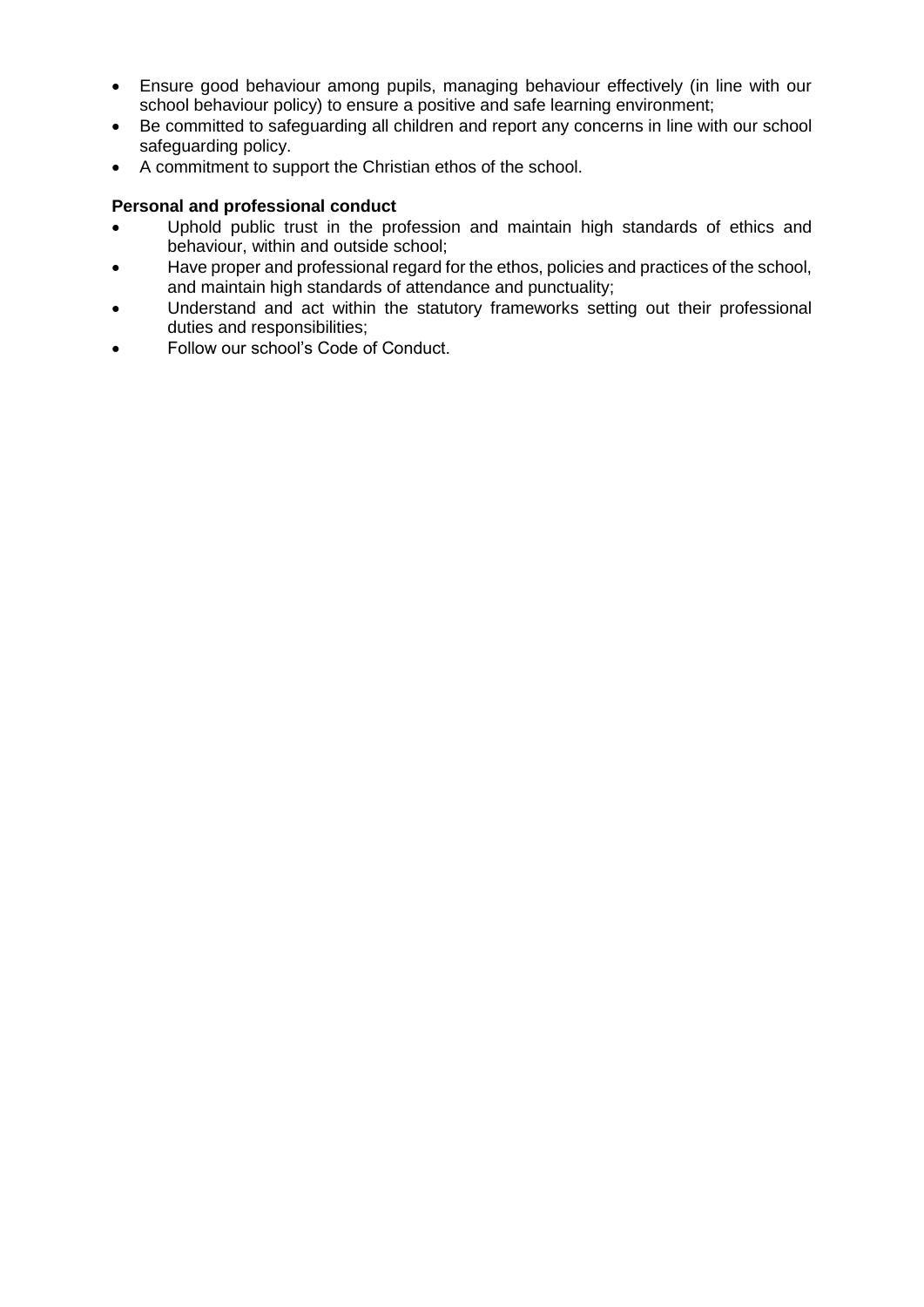- Ensure good behaviour among pupils, managing behaviour effectively (in line with our school behaviour policy) to ensure a positive and safe learning environment;
- Be committed to safeguarding all children and report any concerns in line with our school safeguarding policy.
- A commitment to support the Christian ethos of the school.

**Personal and professional conduct**

- Uphold public trust in the profession and maintain high standards of ethics and behaviour, within and outside school;
- Have proper and professional regard for the ethos, policies and practices of the school, and maintain high standards of attendance and punctuality;
- Understand and act within the statutory frameworks setting out their professional duties and responsibilities;
- Follow our school's Code of Conduct.